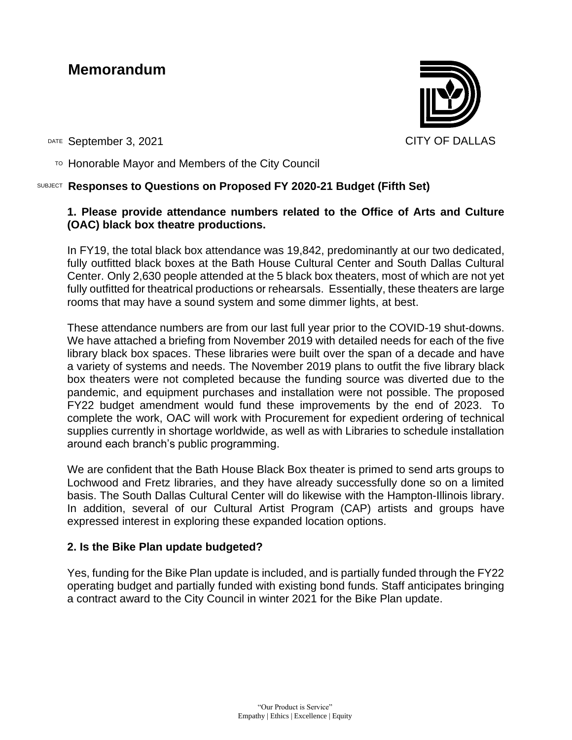# Memorandum

CITY OF DALLAS

DATE September 3, 2021

TO Honorable Mayor and Members of the City Council

SUBJECT **Responses to Questions on Proposed FY 2020-21 Budget (Fifth Set)**

**1. Please provide attendance numbers related to the Office of Arts and Culture (OAC) black box theatre productions.**

In FY19, the total black box attendance was 19,842, predominantly at our two dedicated, fully outfitted black boxes at the Bath House Cultural Center and South Dallas Cultural Center. Only 2,630 people attended at the 5 black box theaters, most of which are not yet fully outfitted for theatrical productions or rehearsals. Essentially, these theaters are large rooms that may have a sound system and some dimmer lights, at best.

These attendance numbers are from our last full year prior to the COVID-19 shut-downs. We have attached a briefing from November 2019 with detailed needs for each of the five library black box spaces. These libraries were built over the span of a decade and have a variety of systems and needs. The November 2019 plans to outfit the five library black box theaters were not completed because the funding source was diverted due to the pandemic, and equipment purchases and installation were not possible. The proposed FY22 budget amendment would fund these improvements by the end of 2023. To complete the work, OAC will work with Procurement for expedient ordering of technical supplies currently in shortage worldwide, as well as with Libraries to schedule installation around each branch's public programming.

We are confident that the Bath House Black Box theater is primed to send arts groups to Lochwood and Fretz libraries, and they have already successfully done so on a limited basis. The South Dallas Cultural Center will do likewise with the Hampton-Illinois library. In addition, several of our Cultural Artist Program (CAP) artists and groups have expressed interest in exploring these expanded location options.

**2. Is the Bike Plan update budgeted?**

Yes, funding for the Bike Plan update is included, and is partially funded through the FY22 operating budget and partially funded with existing bond funds. Staff anticipates bringing a contract award to the City Council in winter 2021 for the Bike Plan update.

"Our Product is Service"
Empathy | Ethics | Excellence | Equity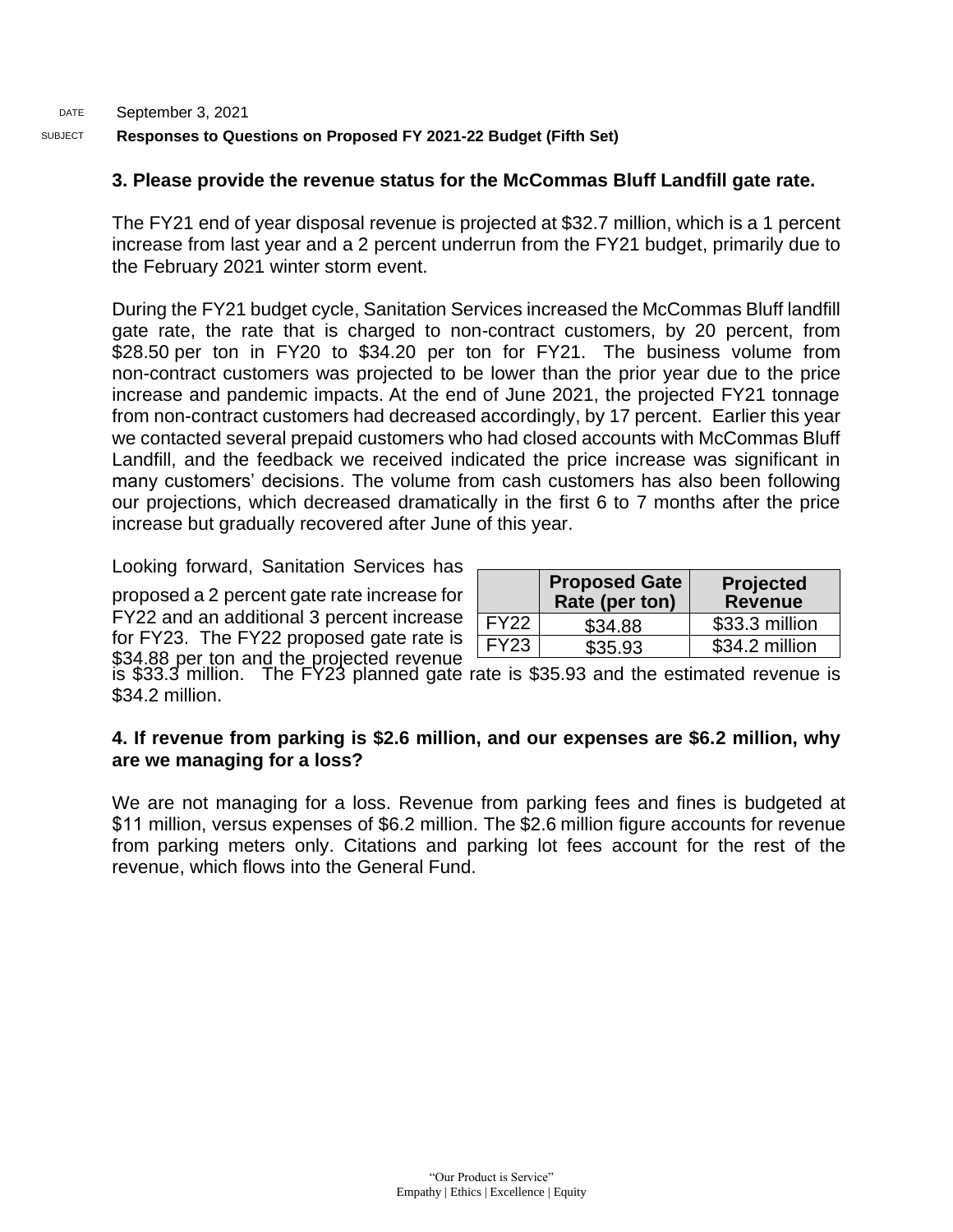DATE September 3, 2021

SUBJECT **Responses to Questions on Proposed FY 2021-22 Budget (Fifth Set)**

**3. Please provide the revenue status for the McCommas Bluff Landfill gate rate.**

The FY21 end of year disposal revenue is projected at $32.7 million, which is a 1 percent increase from last year and a 2 percent underrun from the FY21 budget, primarily due to the February 2021 winter storm event.

During the FY21 budget cycle, Sanitation Services increased the McCommas Bluff landfill gate rate, the rate that is charged to non-contract customers, by 20 percent, from $28.50 per ton in FY20 to $34.20 per ton for FY21. The business volume from non-contract customers was projected to be lower than the prior year due to the price increase and pandemic impacts. At the end of June 2021, the projected FY21 tonnage from non-contract customers had decreased accordingly, by 17 percent. Earlier this year we contacted several prepaid customers who had closed accounts with McCommas Bluff Landfill, and the feedback we received indicated the price increase was significant in many customers' decisions. The volume from cash customers has also been following our projections, which decreased dramatically in the first 6 to 7 months after the price increase but gradually recovered after June of this year.

Looking forward, Sanitation Services has proposed a 2 percent gate rate increase for FY22 and an additional 3 percent increase for FY23. The FY22 proposed gate rate is $34.88 per ton and the projected revenue is $33.3 million. The FY23 planned gate rate is $35.93 and the estimated revenue is $34.2 million.

| | Proposed Gate Rate (per ton) | Projected Revenue |
|---|---|---|
| FY22 | $34.88 | $33.3 million |
| FY23 | $35.93 | $34.2 million |

**4. If revenue from parking is $2.6 million, and our expenses are $6.2 million, why are we managing for a loss?**

We are not managing for a loss. Revenue from parking fees and fines is budgeted at $11 million, versus expenses of $6.2 million. The $2.6 million figure accounts for revenue from parking meters only. Citations and parking lot fees account for the rest of the revenue, which flows into the General Fund.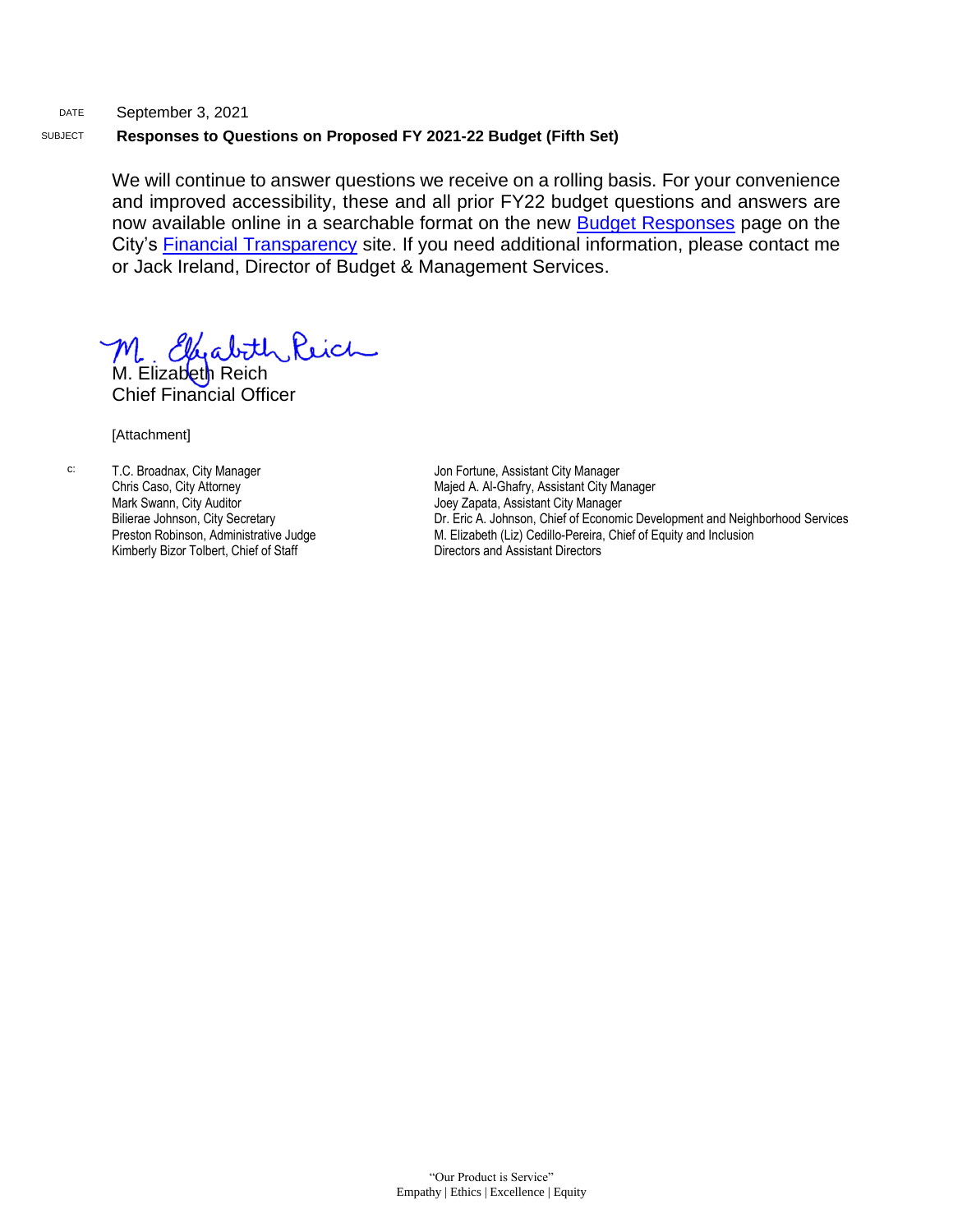DATE September 3, 2021

SUBJECT **Responses to Questions on Proposed FY 2021-22 Budget (Fifth Set)**

We will continue to answer questions we receive on a rolling basis. For your convenience and improved accessibility, these and all prior FY22 budget questions and answers are now available online in a searchable format on the new Budget Responses page on the City's Financial Transparency site. If you need additional information, please contact me or Jack Ireland, Director of Budget & Management Services.

M. Elizabeth Reich
Chief Financial Officer

[Attachment]

c:
T.C. Broadnax, City Manager
Chris Caso, City Attorney
Mark Swann, City Auditor
Bilierae Johnson, City Secretary
Preston Robinson, Administrative Judge
Kimberly Bizor Tolbert, Chief of Staff
Jon Fortune, Assistant City Manager
Majed A. Al-Ghafry, Assistant City Manager
Joey Zapata, Assistant City Manager
Dr. Eric A. Johnson, Chief of Economic Development and Neighborhood Services
M. Elizabeth (Liz) Cedillo-Pereira, Chief of Equity and Inclusion
Directors and Assistant Directors

"Our Product is Service"
Empathy | Ethics | Excellence | Equity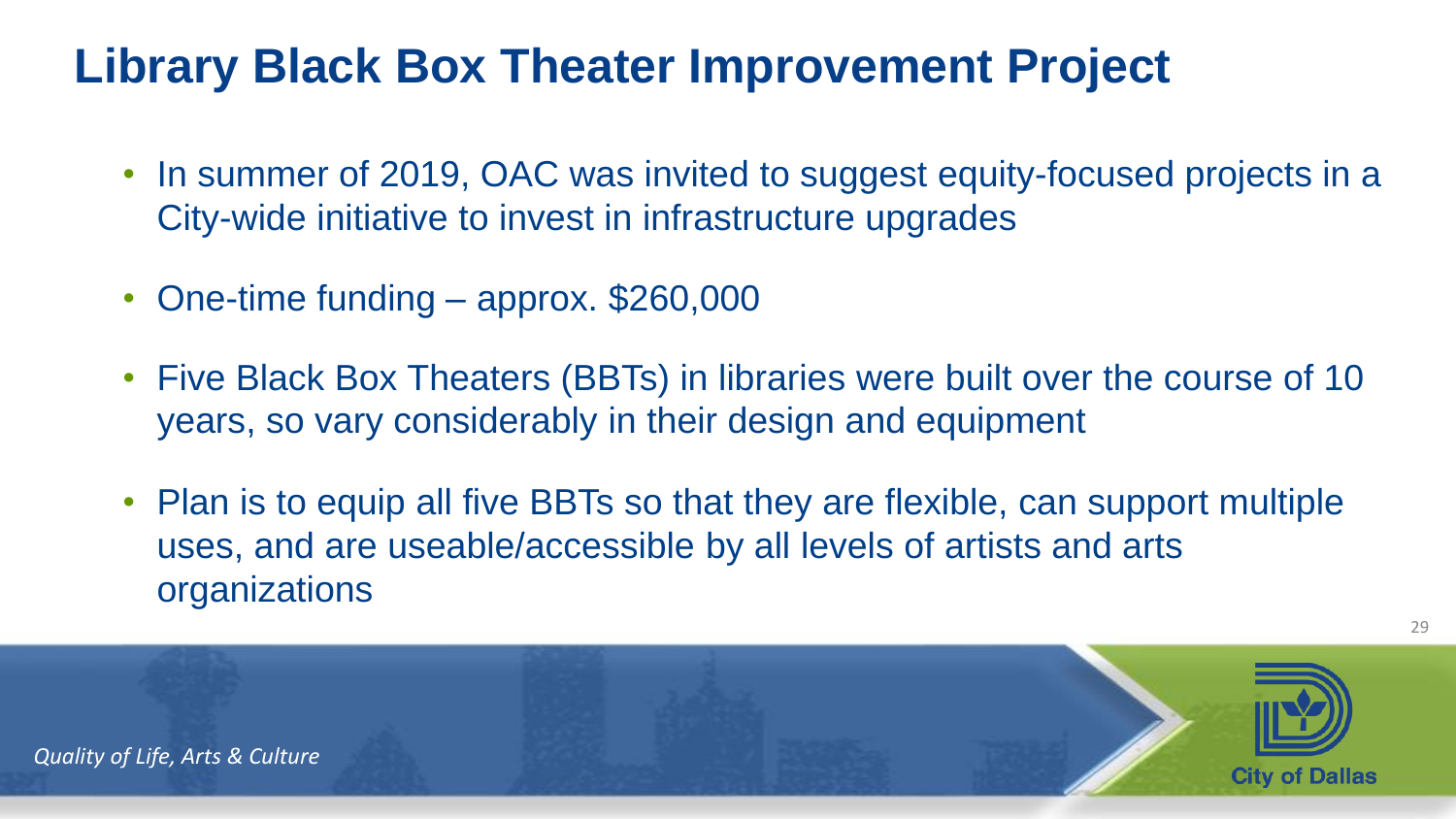# Library Black Box Theater Improvement Project

- In summer of 2019, OAC was invited to suggest equity-focused projects in a City-wide initiative to invest in infrastructure upgrades
- One-time funding – approx. $260,000
- Five Black Box Theaters (BBTs) in libraries were built over the course of 10 years, so vary considerably in their design and equipment
- Plan is to equip all five BBTs so that they are flexible, can support multiple uses, and are useable/accessible by all levels of artists and arts organizations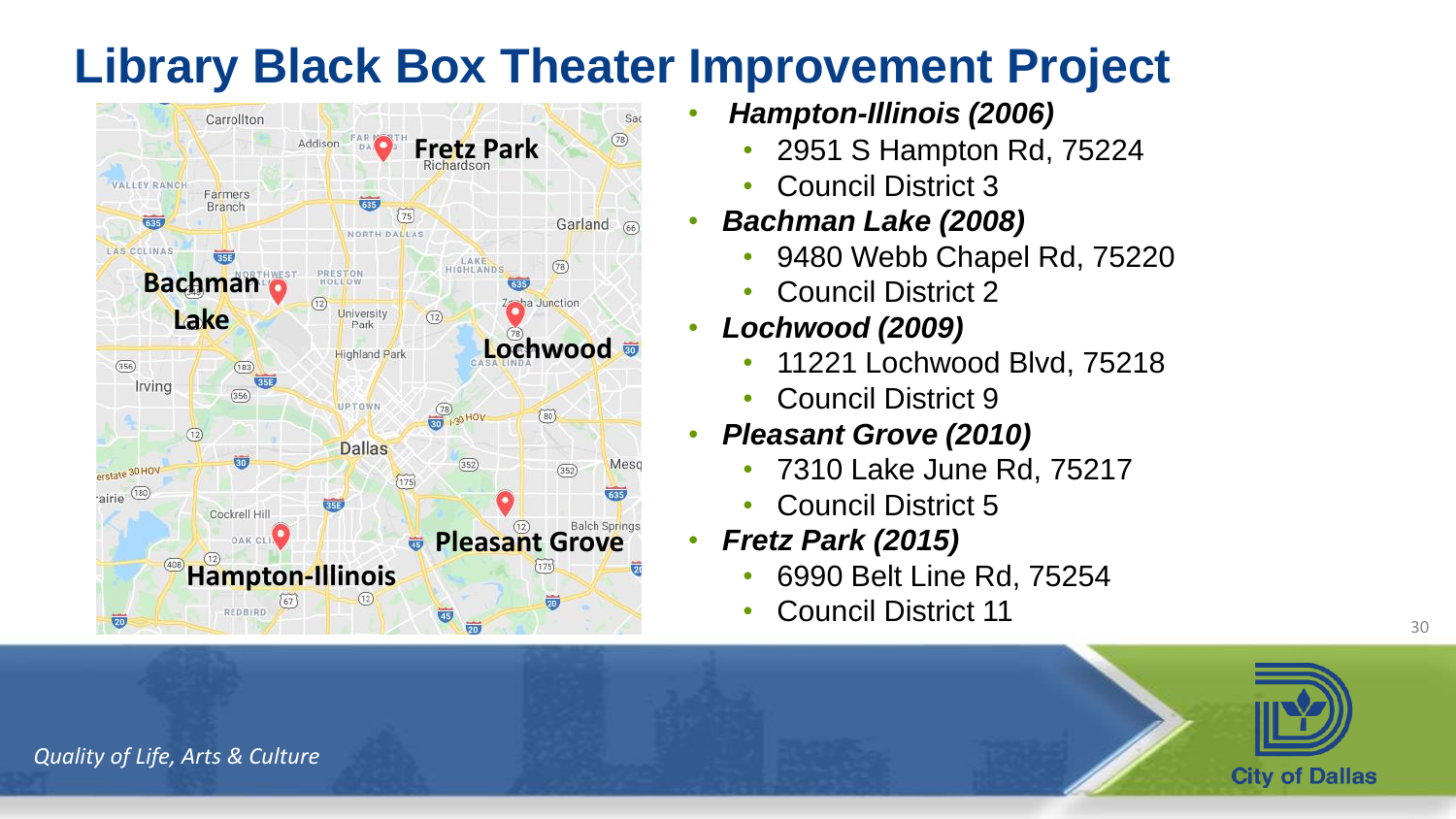# Library Black Box Theater Improvement Project

- ***Hampton-Illinois (2006)***
  - 2951 S Hampton Rd, 75224
  - Council District 3
- ***Bachman Lake (2008)***
  - 9480 Webb Chapel Rd, 75220
  - Council District 2
- ***Lochwood (2009)***
  - 11221 Lochwood Blvd, 75218
  - Council District 9
- ***Pleasant Grove (2010)***
  - 7310 Lake June Rd, 75217
  - Council District 5
- ***Fretz Park (2015)***
  - 6990 Belt Line Rd, 75254
  - Council District 11

*Quality of Life, Arts & Culture*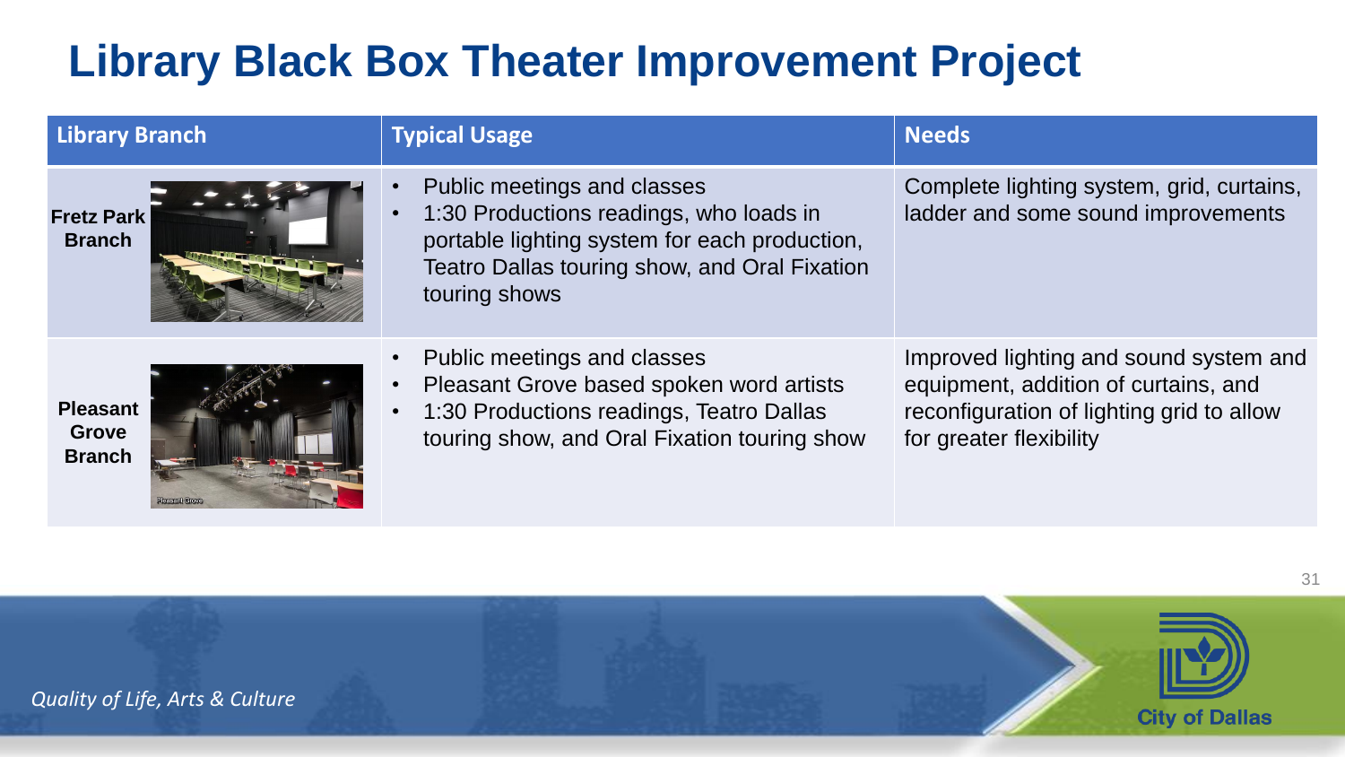# Library Black Box Theater Improvement Project

| Library Branch | Typical Usage | Needs |
| --- | --- | --- |
| **Fretz Park Branch** | • Public meetings and classes<br>• 1:30 Productions readings, who loads in portable lighting system for each production, Teatro Dallas touring show, and Oral Fixation touring shows | Complete lighting system, grid, curtains, ladder and some sound improvements |
| **Pleasant Grove Branch** | • Public meetings and classes<br>• Pleasant Grove based spoken word artists<br>• 1:30 Productions readings, Teatro Dallas touring show, and Oral Fixation touring show | Improved lighting and sound system and equipment, addition of curtains, and reconfiguration of lighting grid to allow for greater flexibility |

*Quality of Life, Arts & Culture*

City of Dallas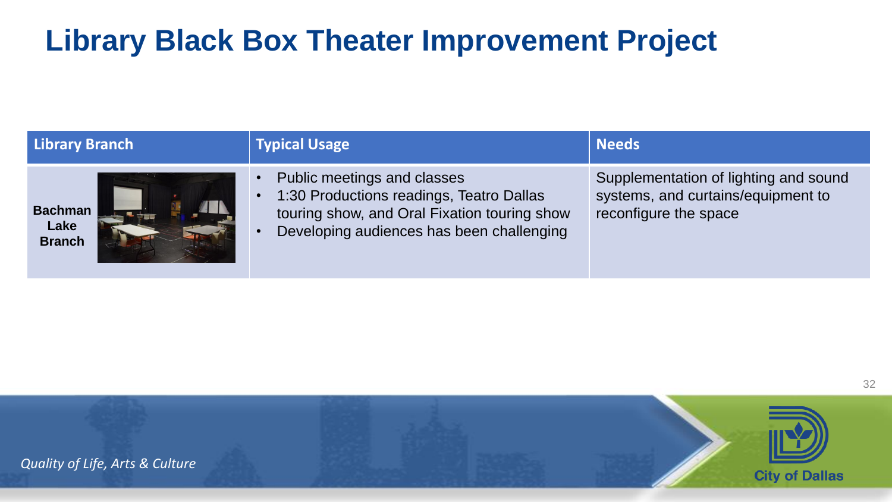# Library Black Box Theater Improvement Project

| Library Branch | Typical Usage | Needs |
| --- | --- | --- |
| **Bachman Lake Branch** | • Public meetings and classes<br>• 1:30 Productions readings, Teatro Dallas touring show, and Oral Fixation touring show<br>• Developing audiences has been challenging | Supplementation of lighting and sound systems, and curtains/equipment to reconfigure the space |

*Quality of Life, Arts & Culture*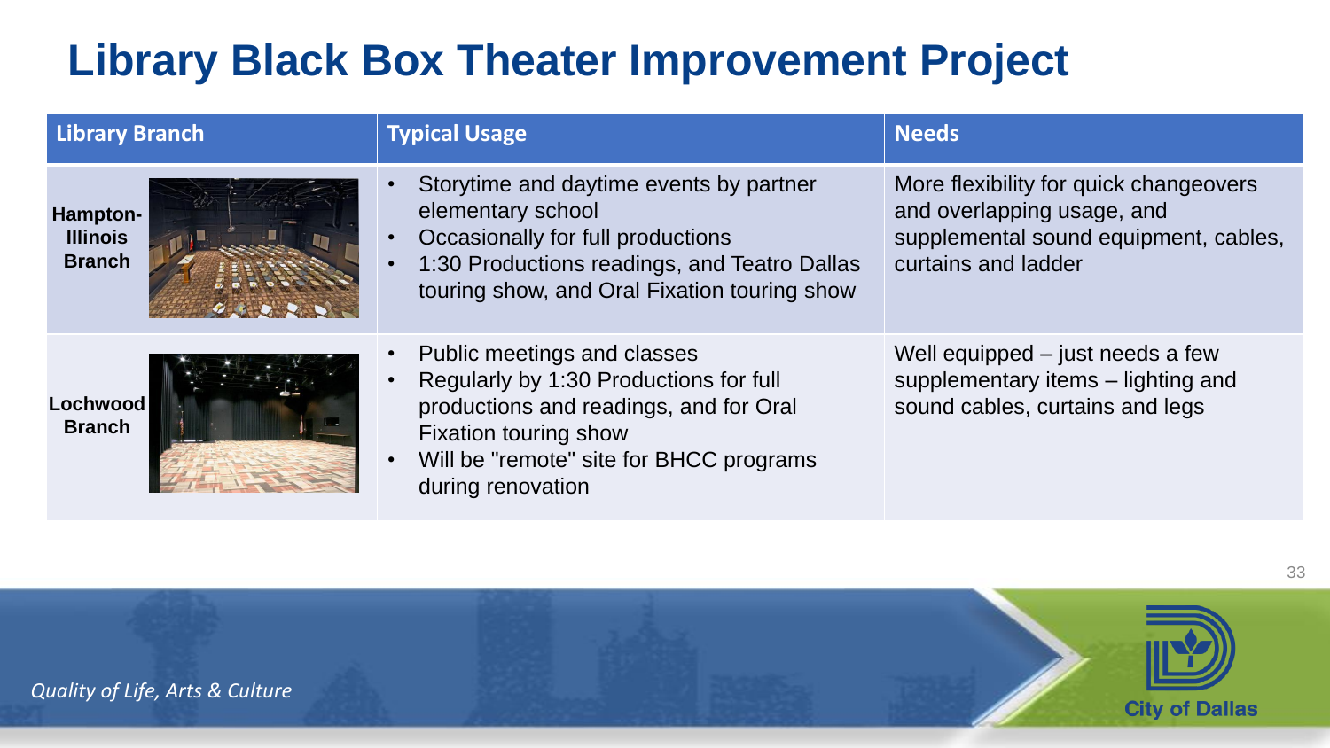# Library Black Box Theater Improvement Project

| Library Branch | Typical Usage | Needs |
| --- | --- | --- |
| **Hampton-Illinois Branch** | • Storytime and daytime events by partner elementary school<br>• Occasionally for full productions<br>• 1:30 Productions readings, and Teatro Dallas touring show, and Oral Fixation touring show | More flexibility for quick changeovers and overlapping usage, and supplemental sound equipment, cables, curtains and ladder |
| **Lochwood Branch** | • Public meetings and classes<br>• Regularly by 1:30 Productions for full productions and readings, and for Oral Fixation touring show<br>• Will be "remote" site for BHCC programs during renovation | Well equipped – just needs a few supplementary items – lighting and sound cables, curtains and legs |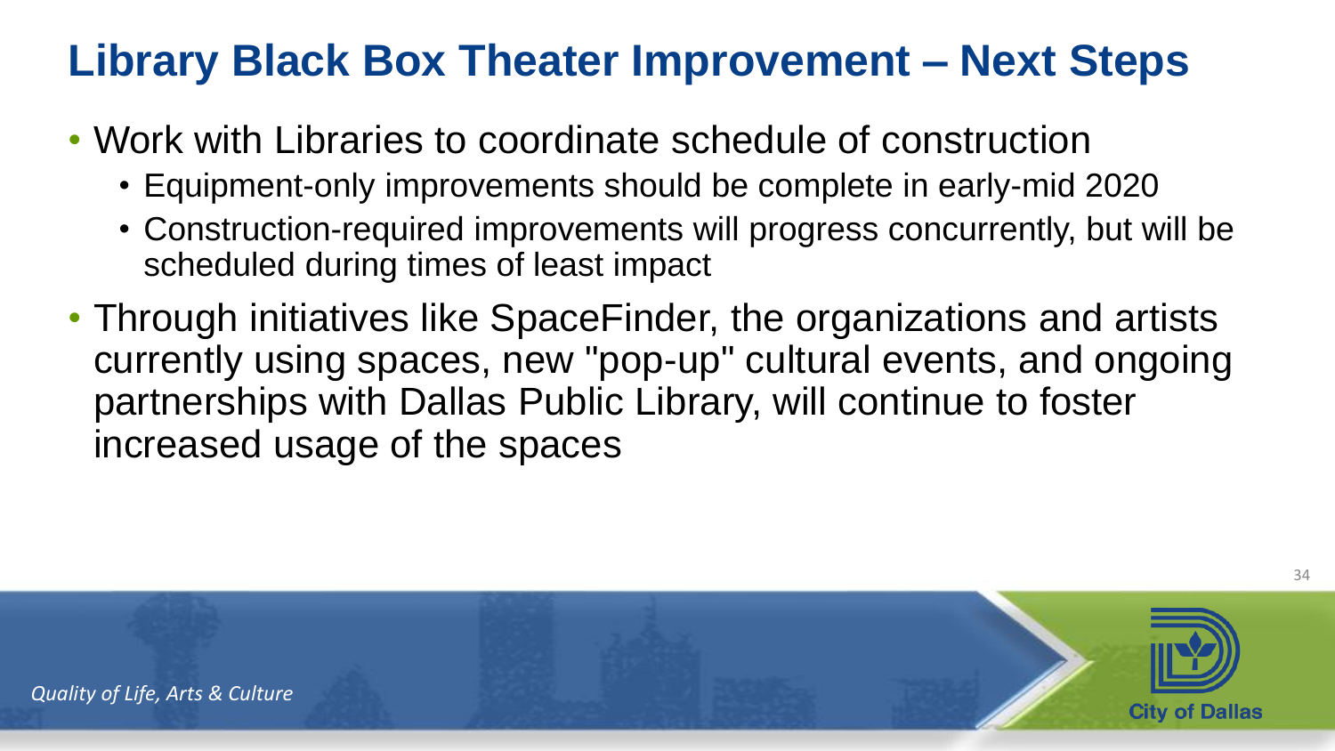# Library Black Box Theater Improvement – Next Steps

- Work with Libraries to coordinate schedule of construction
  - Equipment-only improvements should be complete in early-mid 2020
  - Construction-required improvements will progress concurrently, but will be scheduled during times of least impact
- Through initiatives like SpaceFinder, the organizations and artists currently using spaces, new "pop-up" cultural events, and ongoing partnerships with Dallas Public Library, will continue to foster increased usage of the spaces